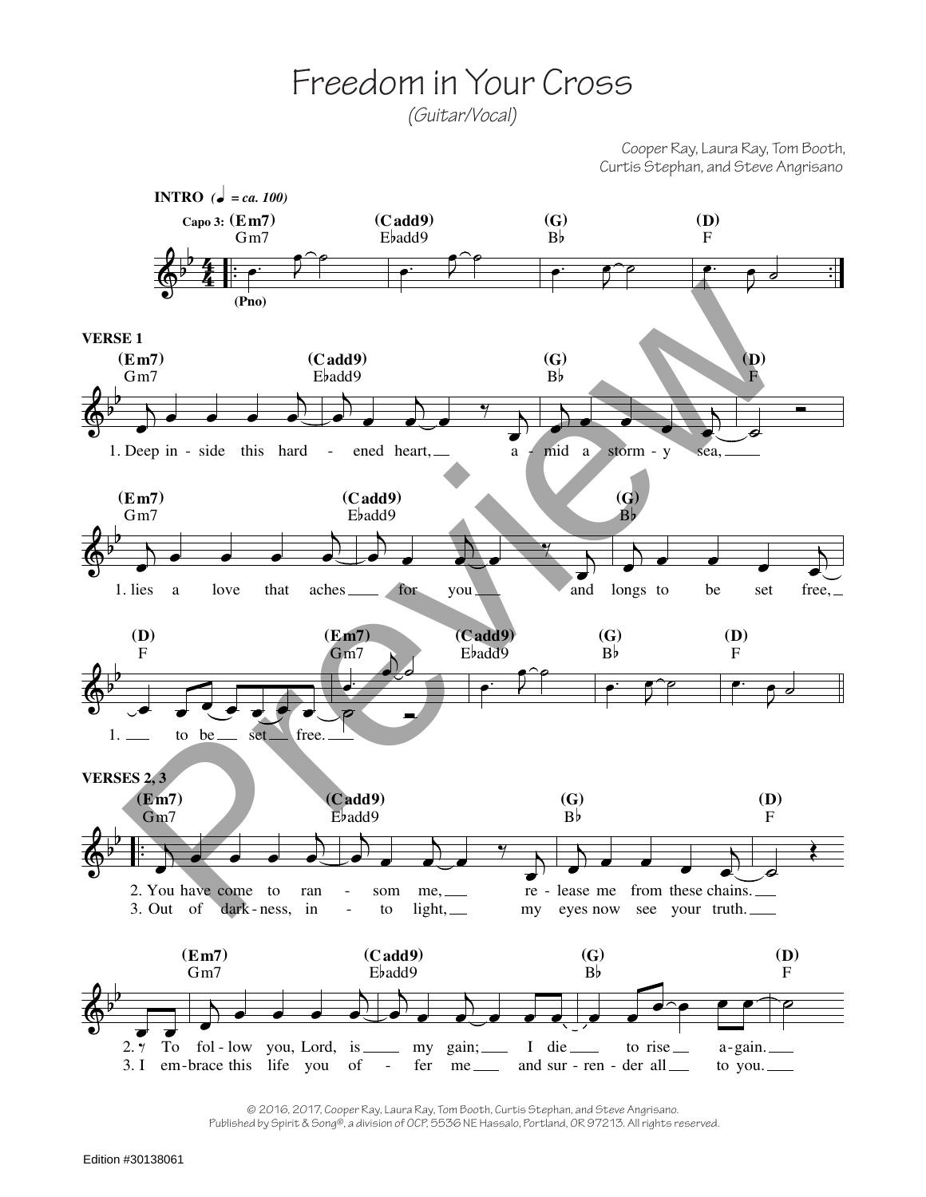# Freedom in Your Cross

*(Guitar/Vocal)*

Cooper Ray, Laura Ray, Tom Booth,
Curtis Stephan, and Steve Angrisano

**INTRO** *(♩ = ca. 100)*

Capo 3: (Em7) Gm7 (Cadd9) E♭add9 (G) B♭ (D) F

(Pno)

**VERSE 1**

(Em7) Gm7 (Cadd9) E♭add9 (G) B♭ (D) F

1. Deep in - side this hard - ened heart, a - mid a storm - y sea,

(Em7) Gm7 (Cadd9) E♭add9 (G) B♭

1. lies a love that aches for you and longs to be set free,

(D) F (Em7) Gm7 (Cadd9) E♭add9 (G) B♭ (D) F

1. to be set free.

**VERSES 2, 3**

(Em7) Gm7 (Cadd9) E♭add9 (G) B♭ (D) F

2. You have come to ran - som me, re - lease me from these chains.
3. Out of dark - ness, in - to light, my eyes now see your truth.

(Em7) Gm7 (Cadd9) E♭add9 (G) B♭ (D) F

2. To fol - low you, Lord, is my gain; I die to rise a - gain.
3. I em - brace this life you of - fer me and sur - ren - der all to you.

Preview

© 2016, 2017, Cooper Ray, Laura Ray, Tom Booth, Curtis Stephan, and Steve Angrisano.
Published by Spirit & Song®, a division of OCP, 5536 NE Hassalo, Portland, OR 97213. All rights reserved.

Edition #30138061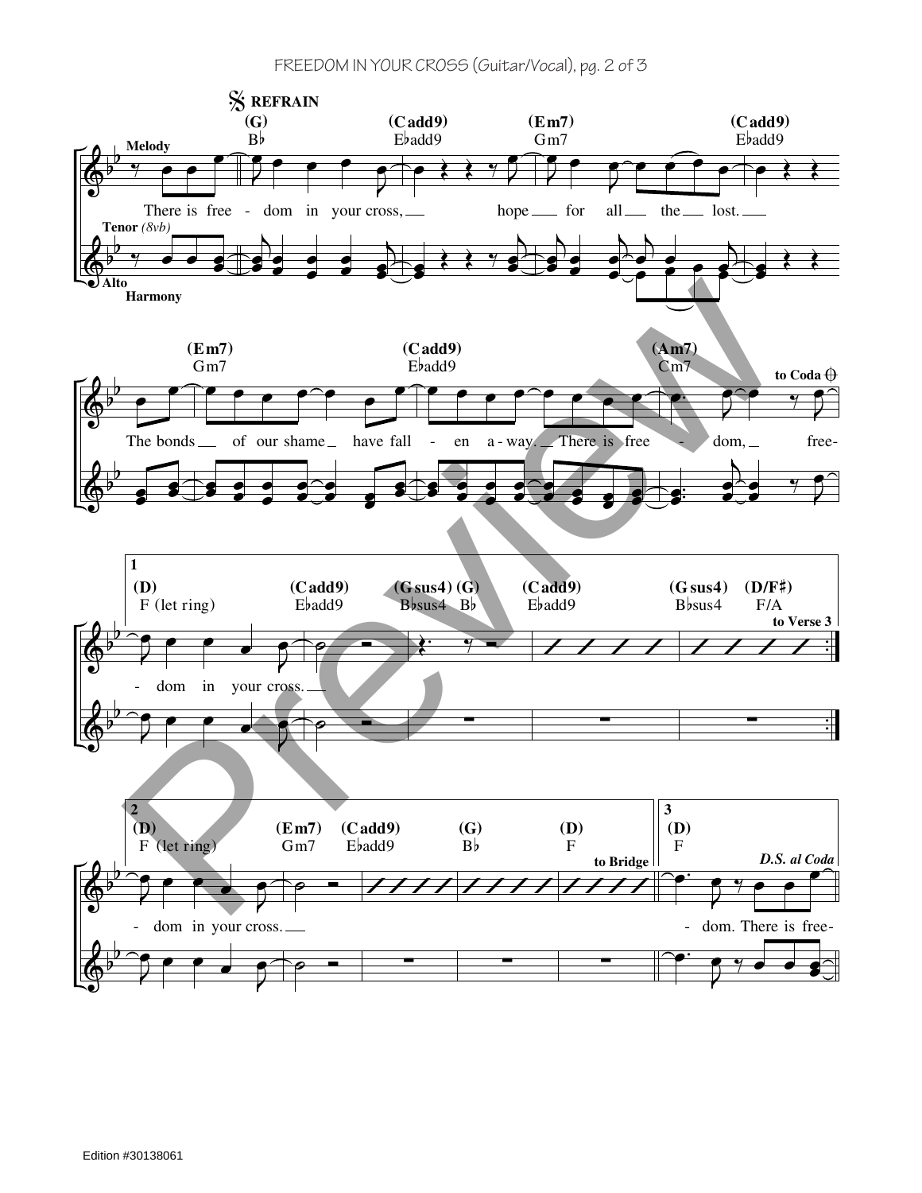𝄋 **REFRAIN**

(G) B♭ (Cadd9) E♭add9 (Em7) Gm7 (Cadd9) E♭add9

**Melody**

There is free - dom in your cross, hope for all the lost.

**Tenor** *(8vb)*

**Alto Harmony**

(Em7) Gm7 (Cadd9) E♭add9 (Am7) Cm7 **to Coda** 𝄌

The bonds of our shame have fall - en a - way. There is free - dom, free-

**1**

(D) F (let ring) (Cadd9) E♭add9 (Gsus4) B♭sus4 (G) B♭ (Cadd9) E♭add9 (Gsus4) B♭sus4 (D/F♯) F/A

**to Verse 3**

- dom in your cross.

**2**

(D) F (let ring) (Em7) Gm7 (Cadd9) E♭add9 (G) B♭ (D) F

**to Bridge**

- dom in your cross.

**3**

(D) F

***D.S. al Coda***

- dom. There is free-

Edition #30138061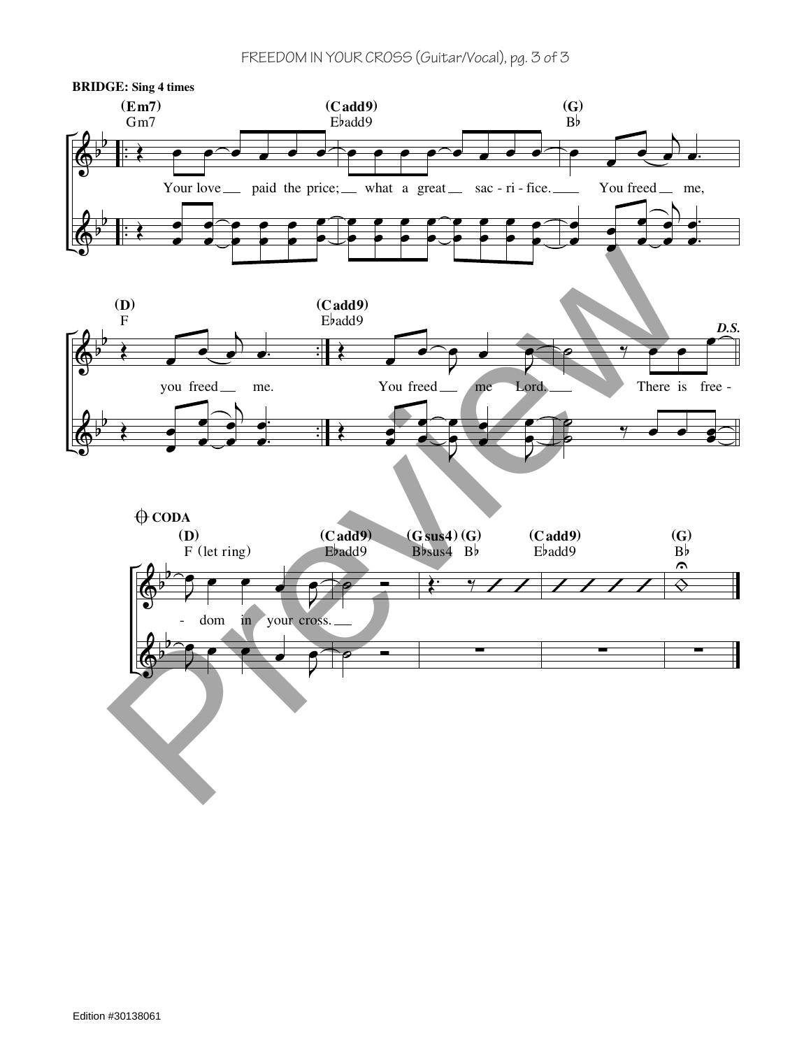**BRIDGE: Sing 4 times**

(Em7) Gm7 — (Cadd9) E♭add9 — (G) B♭

Your love paid the price; what a great sac - ri - fice. You freed me,

(D) F — (Cadd9) E♭add9 — *D.S.*

you freed me. You freed me Lord. There is free -

**CODA**

(D) F (let ring) — (Cadd9) E♭add9 — (Gsus4) B♭sus4 — (G) B♭ — (Cadd9) E♭add9 — (G) B♭

- dom in your cross.

Edition #30138061